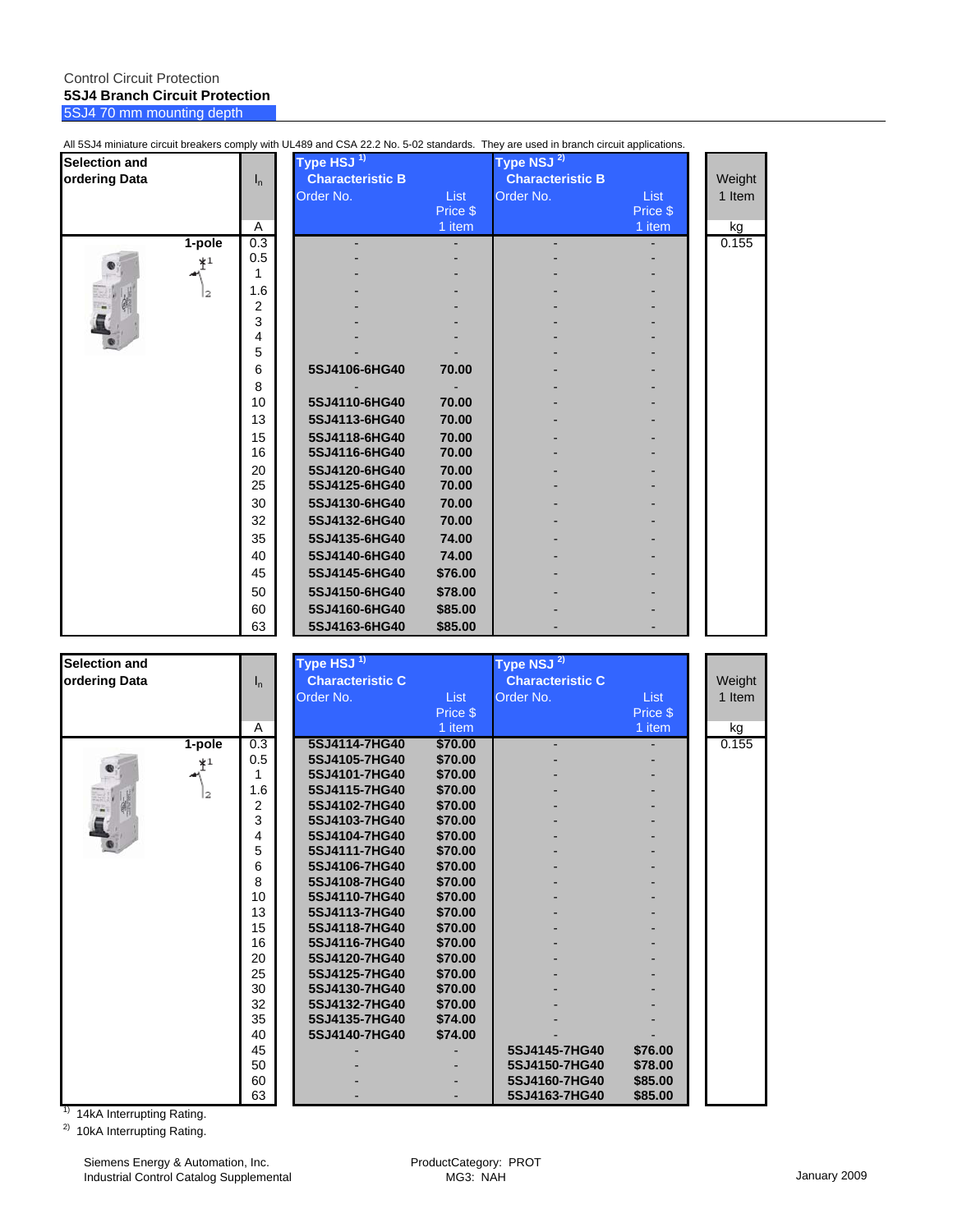Control Circuit Protection

**5SJ4 Branch Circuit Protection**

5SJ4 70 mm mounting depth

All 5SJ4 miniature circuit breakers comply with UL489 and CSA 22.2 No. 5-02 standards. They are used in branch circuit applications.

| Selection and ordering Data | $I_n$ | Type HSJ [1] Characteristic B Order No. | List Price $ 1 item | Type NSJ [2] Characteristic B Order No. | List Price $ 1 item | Weight 1 Item |
|---|---|---|---|---|---|---|
| | A | | | | | kg |
| 1-pole | 0.3 | - | - | - | - | 0.155 |
| | 0.5 | - | - | - | - | |
| | 1 | - | - | - | - | |
| | 1.6 | - | - | - | - | |
| | 2 | - | - | - | - | |
| | 3 | - | - | - | - | |
| | 4 | - | - | - | - | |
| | 5 | - | - | - | - | |
| | 6 | 5SJ4106-6HG40 | 70.00 | - | - | |
| | 8 | - | - | - | - | |
| | 10 | 5SJ4110-6HG40 | 70.00 | - | - | |
| | 13 | 5SJ4113-6HG40 | 70.00 | - | - | |
| | 15 | 5SJ4118-6HG40 | 70.00 | - | - | |
| | 16 | 5SJ4116-6HG40 | 70.00 | - | - | |
| | 20 | 5SJ4120-6HG40 | 70.00 | - | - | |
| | 25 | 5SJ4125-6HG40 | 70.00 | - | - | |
| | 30 | 5SJ4130-6HG40 | 70.00 | - | - | |
| | 32 | 5SJ4132-6HG40 | 70.00 | - | - | |
| | 35 | 5SJ4135-6HG40 | 74.00 | - | - | |
| | 40 | 5SJ4140-6HG40 | 74.00 | - | - | |
| | 45 | 5SJ4145-6HG40 | $76.00 | - | - | |
| | 50 | 5SJ4150-6HG40 | $78.00 | - | - | |
| | 60 | 5SJ4160-6HG40 | $85.00 | - | - | |
| | 63 | 5SJ4163-6HG40 | $85.00 | - | - | |

| Selection and ordering Data | $I_n$ | Type HSJ [1] Characteristic C Order No. | List Price $ 1 item | Type NSJ [2] Characteristic C Order No. | List Price $ 1 item | Weight 1 Item |
|---|---|---|---|---|---|---|
| | A | | | | | kg |
| 1-pole | 0.3 | 5SJ4114-7HG40 | $70.00 | - | - | 0.155 |
| | 0.5 | 5SJ4105-7HG40 | $70.00 | - | - | |
| | 1 | 5SJ4101-7HG40 | $70.00 | - | - | |
| | 1.6 | 5SJ4115-7HG40 | $70.00 | - | - | |
| | 2 | 5SJ4102-7HG40 | $70.00 | - | - | |
| | 3 | 5SJ4103-7HG40 | $70.00 | - | - | |
| | 4 | 5SJ4104-7HG40 | $70.00 | - | - | |
| | 5 | 5SJ4111-7HG40 | $70.00 | - | - | |
| | 6 | 5SJ4106-7HG40 | $70.00 | - | - | |
| | 8 | 5SJ4108-7HG40 | $70.00 | - | - | |
| | 10 | 5SJ4110-7HG40 | $70.00 | - | - | |
| | 13 | 5SJ4113-7HG40 | $70.00 | - | - | |
| | 15 | 5SJ4118-7HG40 | $70.00 | - | - | |
| | 16 | 5SJ4116-7HG40 | $70.00 | - | - | |
| | 20 | 5SJ4120-7HG40 | $70.00 | - | - | |
| | 25 | 5SJ4125-7HG40 | $70.00 | - | - | |
| | 30 | 5SJ4130-7HG40 | $70.00 | - | - | |
| | 32 | 5SJ4132-7HG40 | $70.00 | - | - | |
| | 35 | 5SJ4135-7HG40 | $74.00 | - | - | |
| | 40 | 5SJ4140-7HG40 | $74.00 | - | - | |
| | 45 | - | - | 5SJ4145-7HG40 | $76.00 | |
| | 50 | - | - | 5SJ4150-7HG40 | $78.00 | |
| | 60 | - | - | 5SJ4160-7HG40 | $85.00 | |
| | 63 | - | - | 5SJ4163-7HG40 | $85.00 | |

[1] 14kA Interrupting Rating.

[2] 10kA Interrupting Rating.

Siemens Energy & Automation, Inc.
Industrial Control Catalog Supplemental

ProductCategory: PROT
MG3: NAH

January 2009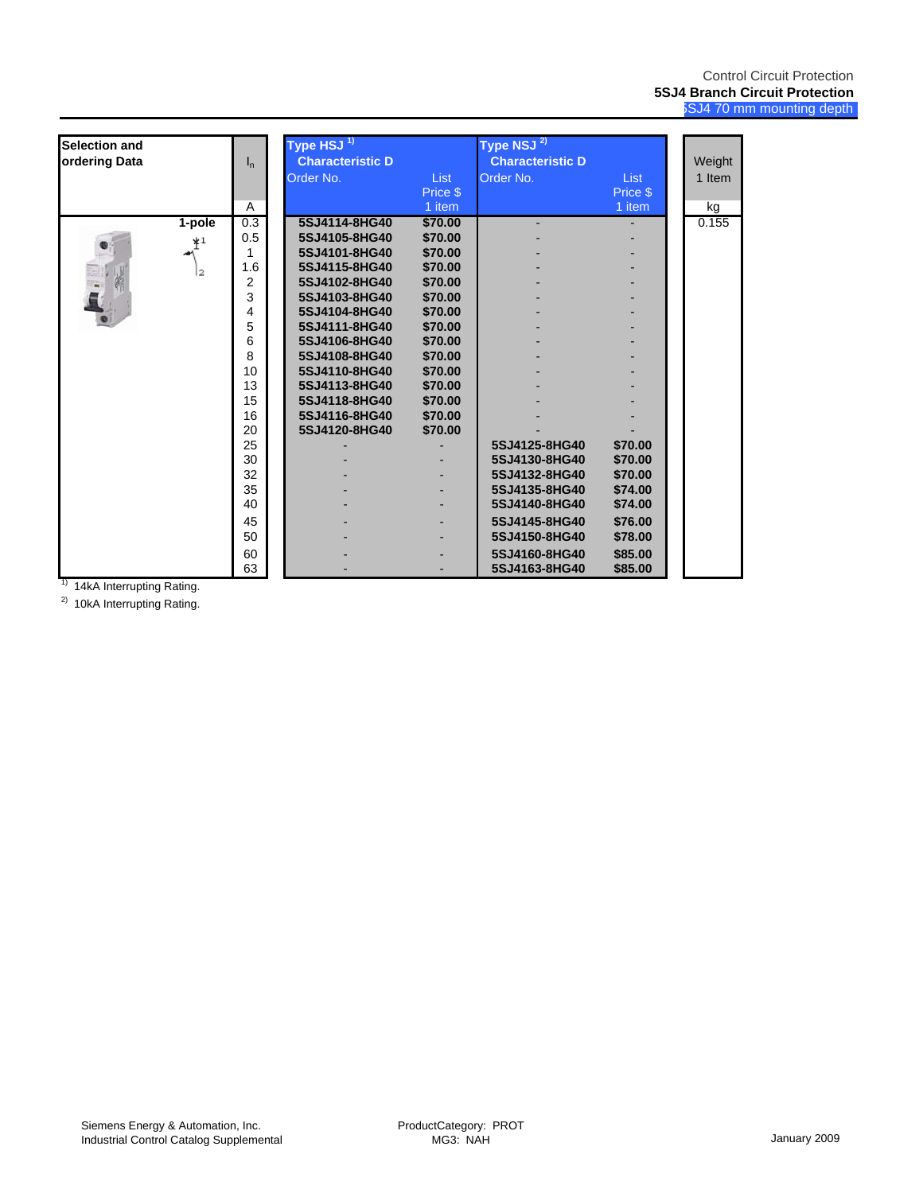Control Circuit Protection

**5SJ4 Branch Circuit Protection**

5SJ4 70 mm mounting depth

| Selection and ordering Data | $I_n$ | Type HSJ [1] Characteristic D Order No. | List Price $ 1 item | Type NSJ [2] Characteristic D Order No. | List Price $ 1 item | Weight 1 Item |
|---|---|---|---|---|---|---|
| | A | | | | | kg |
| **1-pole** | 0.3 | **5SJ4114-8HG40** | **$70.00** | - | - | 0.155 |
| | 0.5 | **5SJ4105-8HG40** | **$70.00** | - | - | |
| | 1 | **5SJ4101-8HG40** | **$70.00** | - | - | |
| | 1.6 | **5SJ4115-8HG40** | **$70.00** | - | - | |
| | 2 | **5SJ4102-8HG40** | **$70.00** | - | - | |
| | 3 | **5SJ4103-8HG40** | **$70.00** | - | - | |
| | 4 | **5SJ4104-8HG40** | **$70.00** | - | - | |
| | 5 | **5SJ4111-8HG40** | **$70.00** | - | - | |
| | 6 | **5SJ4106-8HG40** | **$70.00** | - | - | |
| | 8 | **5SJ4108-8HG40** | **$70.00** | - | - | |
| | 10 | **5SJ4110-8HG40** | **$70.00** | - | - | |
| | 13 | **5SJ4113-8HG40** | **$70.00** | - | - | |
| | 15 | **5SJ4118-8HG40** | **$70.00** | - | - | |
| | 16 | **5SJ4116-8HG40** | **$70.00** | - | - | |
| | 20 | **5SJ4120-8HG40** | **$70.00** | - | - | |
| | 25 | - | - | **5SJ4125-8HG40** | **$70.00** | |
| | 30 | - | - | **5SJ4130-8HG40** | **$70.00** | |
| | 32 | - | - | **5SJ4132-8HG40** | **$70.00** | |
| | 35 | - | - | **5SJ4135-8HG40** | **$74.00** | |
| | 40 | - | - | **5SJ4140-8HG40** | **$74.00** | |
| | 45 | - | - | **5SJ4145-8HG40** | **$76.00** | |
| | 50 | - | - | **5SJ4150-8HG40** | **$78.00** | |
| | 60 | - | - | **5SJ4160-8HG40** | **$85.00** | |
| | 63 | - | - | **5SJ4163-8HG40** | **$85.00** | |

[1] 14kA Interrupting Rating.

[2] 10kA Interrupting Rating.

Siemens Energy & Automation, Inc.
Industrial Control Catalog Supplemental

ProductCategory: PROT
MG3: NAH

January 2009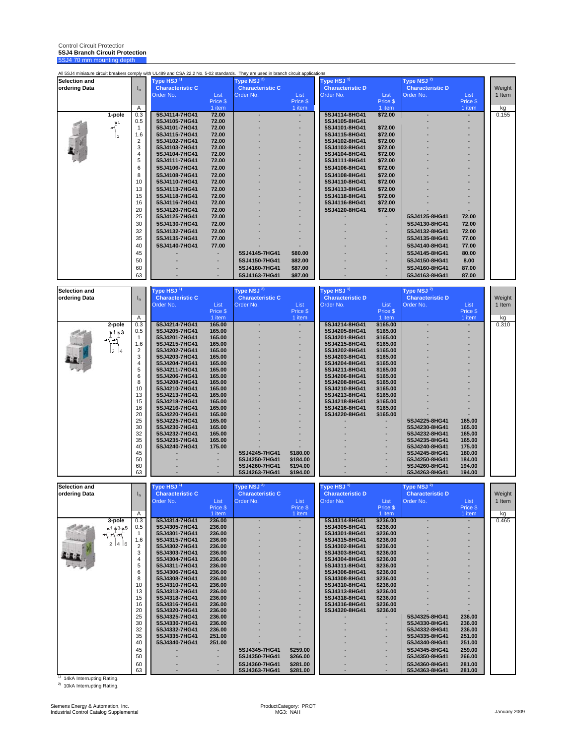Control Circuit Protection

**5SJ4 Branch Circuit Protection**

5SJ4 70 mm mounting depth

All 5SJ4 miniature circuit breakers comply with UL489 and CSA 22.2 No. 5-02 standards. They are used in branch circuit applications.

| Selection and ordering Data | $I_n$ | Type HSJ [1] Characteristic C Order No. | List Price $ 1 item | Type NSJ [2] Characteristic C Order No. | List Price $ 1 item | Type HSJ [1] Characteristic D Order No. | List Price $ 1 item | Type NSJ [2] Characteristic D Order No. | List Price $ 1 item | Weight 1 Item |
|---|---|---|---|---|---|---|---|---|---|---|
| | A | | | | | | | | | kg |
| 1-pole | 0.3 | 5SJ4114-7HG41 | 72.00 | - | - | 5SJ4114-8HG41 | $72.00 | - | - | 0.155 |
| | 0.5 | 5SJ4105-7HG41 | 72.00 | - | - | 5SJ4105-8HG41 | | - | - | |
| | 1 | 5SJ4101-7HG41 | 72.00 | - | - | 5SJ4101-8HG41 | $72.00 | - | - | |
| | 1.6 | 5SJ4115-7HG41 | 72.00 | - | - | 5SJ4115-8HG41 | $72.00 | - | - | |
| | 2 | 5SJ4102-7HG41 | 72.00 | - | - | 5SJ4102-8HG41 | $72.00 | - | - | |
| | 3 | 5SJ4103-7HG41 | 72.00 | - | - | 5SJ4103-8HG41 | $72.00 | - | - | |
| | 4 | 5SJ4104-7HG41 | 72.00 | - | - | 5SJ4104-8HG41 | $72.00 | - | - | |
| | 5 | 5SJ4111-7HG41 | 72.00 | - | - | 5SJ4111-8HG41 | $72.00 | - | - | |
| | 6 | 5SJ4106-7HG41 | 72.00 | - | - | 5SJ4106-8HG41 | $72.00 | - | - | |
| | 8 | 5SJ4108-7HG41 | 72.00 | - | - | 5SJ4108-8HG41 | $72.00 | - | - | |
| | 10 | 5SJ4110-7HG41 | 72.00 | - | - | 5SJ4110-8HG41 | $72.00 | - | - | |
| | 13 | 5SJ4113-7HG41 | 72.00 | - | - | 5SJ4113-8HG41 | $72.00 | - | - | |
| | 15 | 5SJ4118-7HG41 | 72.00 | - | - | 5SJ4118-8HG41 | $72.00 | - | - | |
| | 16 | 5SJ4116-7HG41 | 72.00 | - | - | 5SJ4116-8HG41 | $72.00 | - | - | |
| | 20 | 5SJ4120-7HG41 | 72.00 | - | - | 5SJ4120-8HG41 | $72.00 | - | - | |
| | 25 | 5SJ4125-7HG41 | 72.00 | - | - | - | - | 5SJ4125-8HG41 | 72.00 | |
| | 30 | 5SJ4130-7HG41 | 72.00 | - | - | - | - | 5SJ4130-8HG41 | 72.00 | |
| | 32 | 5SJ4132-7HG41 | 72.00 | - | - | - | - | 5SJ4132-8HG41 | 72.00 | |
| | 35 | 5SJ4135-7HG41 | 77.00 | - | - | - | - | 5SJ4135-8HG41 | 77.00 | |
| | 40 | 5SJ4140-7HG41 | 77.00 | - | - | - | - | 5SJ4140-8HG41 | 77.00 | |
| | 45 | - | - | 5SJ4145-7HG41 | $80.00 | - | - | 5SJ4145-8HG41 | 80.00 | |
| | 50 | - | - | 5SJ4150-7HG41 | $82.00 | - | - | 5SJ4150-8HG41 | 8.00 | |
| | 60 | - | - | 5SJ4160-7HG41 | $87.00 | - | - | 5SJ4160-8HG41 | 87.00 | |
| | 63 | - | - | 5SJ4163-7HG41 | $87.00 | - | - | 5SJ4163-8HG41 | 87.00 | |

| Selection and ordering Data | $I_n$ | Type HSJ [1] Characteristic C Order No. | List Price $ 1 item | Type NSJ [2] Characteristic C Order No. | List Price $ 1 item | Type HSJ [1] Characteristic D Order No. | List Price $ 1 item | Type NSJ [2] Characteristic D Order No. | List Price $ 1 item | Weight 1 Item |
|---|---|---|---|---|---|---|---|---|---|---|
| | A | | | | | | | | | kg |
| 2-pole | 0.3 | 5SJ4214-7HG41 | 165.00 | - | - | 5SJ4214-8HG41 | $165.00 | - | - | 0.310 |
| | 0.5 | 5SJ4205-7HG41 | 165.00 | - | - | 5SJ4205-8HG41 | $165.00 | - | - | |
| | 1 | 5SJ4201-7HG41 | 165.00 | - | - | 5SJ4201-8HG41 | $165.00 | - | - | |
| | 1.6 | 5SJ4215-7HG41 | 165.00 | - | - | 5SJ4215-8HG41 | $165.00 | - | - | |
| | 2 | 5SJ4202-7HG41 | 165.00 | - | - | 5SJ4202-8HG41 | $165.00 | - | - | |
| | 3 | 5SJ4203-7HG41 | 165.00 | - | - | 5SJ4203-8HG41 | $165.00 | - | - | |
| | 4 | 5SJ4204-7HG41 | 165.00 | - | - | 5SJ4204-8HG41 | $165.00 | - | - | |
| | 5 | 5SJ4211-7HG41 | 165.00 | - | - | 5SJ4211-8HG41 | $165.00 | - | - | |
| | 6 | 5SJ4206-7HG41 | 165.00 | - | - | 5SJ4206-8HG41 | $165.00 | - | - | |
| | 8 | 5SJ4208-7HG41 | 165.00 | - | - | 5SJ4208-8HG41 | $165.00 | - | - | |
| | 10 | 5SJ4210-7HG41 | 165.00 | - | - | 5SJ4210-8HG41 | $165.00 | - | - | |
| | 13 | 5SJ4213-7HG41 | 165.00 | - | - | 5SJ4213-8HG41 | $165.00 | - | - | |
| | 15 | 5SJ4218-7HG41 | 165.00 | - | - | 5SJ4218-8HG41 | $165.00 | - | - | |
| | 16 | 5SJ4216-7HG41 | 165.00 | - | - | 5SJ4216-8HG41 | $165.00 | - | - | |
| | 20 | 5SJ4220-7HG41 | 165.00 | - | - | 5SJ4220-8HG41 | $165.00 | - | - | |
| | 25 | 5SJ4225-7HG41 | 165.00 | - | - | - | - | 5SJ4225-8HG41 | 165.00 | |
| | 30 | 5SJ4230-7HG41 | 165.00 | - | - | - | - | 5SJ4230-8HG41 | 165.00 | |
| | 32 | 5SJ4232-7HG41 | 165.00 | - | - | - | - | 5SJ4232-8HG41 | 165.00 | |
| | 35 | 5SJ4235-7HG41 | 165.00 | - | - | - | - | 5SJ4235-8HG41 | 165.00 | |
| | 40 | 5SJ4240-7HG41 | 175.00 | - | - | - | - | 5SJ4240-8HG41 | 175.00 | |
| | 45 | - | - | 5SJ4245-7HG41 | $180.00 | - | - | 5SJ4245-8HG41 | 180.00 | |
| | 50 | - | - | 5SJ4250-7HG41 | $184.00 | - | - | 5SJ4250-8HG41 | 184.00 | |
| | 60 | - | - | 5SJ4260-7HG41 | $194.00 | - | - | 5SJ4260-8HG41 | 194.00 | |
| | 63 | - | - | 5SJ4263-7HG41 | $194.00 | - | - | 5SJ4263-8HG41 | 194.00 | |

| Selection and ordering Data | $I_n$ | Type HSJ [1] Characteristic C Order No. | List Price $ 1 item | Type NSJ [2] Characteristic C Order No. | List Price $ 1 item | Type HSJ [1] Characteristic D Order No. | List Price $ 1 item | Type NSJ [2] Characteristic D Order No. | List Price $ 1 item | Weight 1 Item |
|---|---|---|---|---|---|---|---|---|---|---|
| | A | | | | | | | | | kg |
| 3-pole | 0.3 | 5SJ4314-7HG41 | 236.00 | - | - | 5SJ4314-8HG41 | $236.00 | - | - | 0.465 |
| | 0.5 | 5SJ4305-7HG41 | 236.00 | - | - | 5SJ4305-8HG41 | $236.00 | - | - | |
| | 1 | 5SJ4301-7HG41 | 236.00 | - | - | 5SJ4301-8HG41 | $236.00 | - | - | |
| | 1.6 | 5SJ4315-7HG41 | 236.00 | - | - | 5SJ4315-8HG41 | $236.00 | - | - | |
| | 2 | 5SJ4302-7HG41 | 236.00 | - | - | 5SJ4302-8HG41 | $236.00 | - | - | |
| | 3 | 5SJ4303-7HG41 | 236.00 | - | - | 5SJ4303-8HG41 | $236.00 | - | - | |
| | 4 | 5SJ4304-7HG41 | 236.00 | - | - | 5SJ4304-8HG41 | $236.00 | - | - | |
| | 5 | 5SJ4311-7HG41 | 236.00 | - | - | 5SJ4311-8HG41 | $236.00 | - | - | |
| | 6 | 5SJ4306-7HG41 | 236.00 | - | - | 5SJ4306-8HG41 | $236.00 | - | - | |
| | 8 | 5SJ4308-7HG41 | 236.00 | - | - | 5SJ4308-8HG41 | $236.00 | - | - | |
| | 10 | 5SJ4310-7HG41 | 236.00 | - | - | 5SJ4310-8HG41 | $236.00 | - | - | |
| | 13 | 5SJ4313-7HG41 | 236.00 | - | - | 5SJ4313-8HG41 | $236.00 | - | - | |
| | 15 | 5SJ4318-7HG41 | 236.00 | - | - | 5SJ4318-8HG41 | $236.00 | - | - | |
| | 16 | 5SJ4316-7HG41 | 236.00 | - | - | 5SJ4316-8HG41 | $236.00 | - | - | |
| | 20 | 5SJ4320-7HG41 | 236.00 | - | - | 5SJ4320-8HG41 | $236.00 | - | - | |
| | 25 | 5SJ4325-7HG41 | 236.00 | - | - | - | - | 5SJ4325-8HG41 | 236.00 | |
| | 30 | 5SJ4330-7HG41 | 236.00 | - | - | - | - | 5SJ4330-8HG41 | 236.00 | |
| | 32 | 5SJ4332-7HG41 | 236.00 | - | - | - | - | 5SJ4332-8HG41 | 236.00 | |
| | 35 | 5SJ4335-7HG41 | 251.00 | - | - | - | - | 5SJ4335-8HG41 | 251.00 | |
| | 40 | 5SJ4340-7HG41 | 251.00 | - | - | - | - | 5SJ4340-8HG41 | 251.00 | |
| | 45 | - | - | 5SJ4345-7HG41 | $259.00 | - | - | 5SJ4345-8HG41 | 259.00 | |
| | 50 | - | - | 5SJ4350-7HG41 | $266.00 | - | - | 5SJ4350-8HG41 | 266.00 | |
| | 60 | - | - | 5SJ4360-7HG41 | $281.00 | - | - | 5SJ4360-8HG41 | 281.00 | |
| | 63 | - | - | 5SJ4363-7HG41 | $281.00 | - | - | 5SJ4363-8HG41 | 281.00 | |

[1] 14kA Interrupting Rating.

[2] 10kA Interrupting Rating.

Siemens Energy & Automation, Inc.
Industrial Control Catalog Supplemental

ProductCategory: PROT
MG3: NAH

January 2009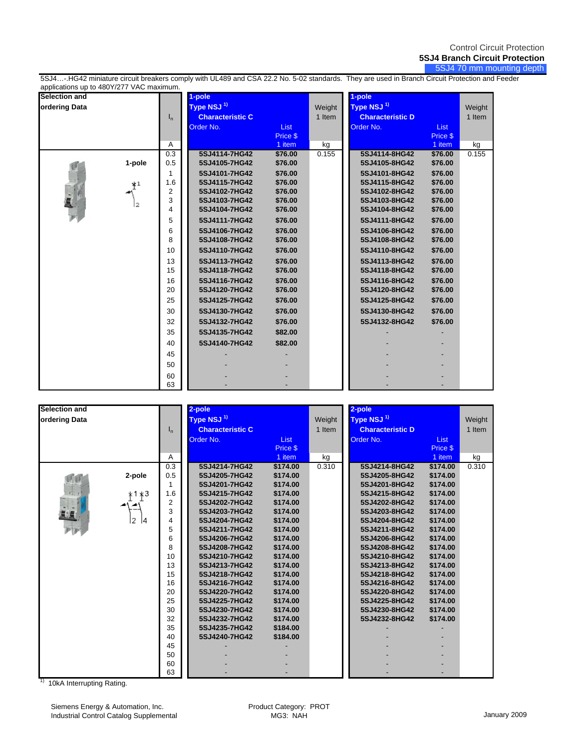Control Circuit Protection

**5SJ4 Branch Circuit Protection**

5SJ4 70 mm mounting depth

5SJ4…-.HG42 miniature circuit breakers comply with UL489 and CSA 22.2 No. 5-02 standards. They are used in Branch Circuit Protection and Feeder applications up to 480Y/277 VAC maximum.

| Selection and ordering Data | $I_n$ | 1-pole Type NSJ [1] Characteristic C Order No. | List Price $ 1 item | Weight 1 Item | 1-pole Type NSJ [1] Characteristic D Order No. | List Price $ 1 item | Weight 1 Item |
|---|---|---|---|---|---|---|---|
| | A | | | kg | | | kg |
| 1-pole | 0.3 | 5SJ4114-7HG42 | $76.00 | 0.155 | 5SJ4114-8HG42 | $76.00 | 0.155 |
| | 0.5 | 5SJ4105-7HG42 | $76.00 | | 5SJ4105-8HG42 | $76.00 | |
| | 1 | 5SJ4101-7HG42 | $76.00 | | 5SJ4101-8HG42 | $76.00 | |
| | 1.6 | 5SJ4115-7HG42 | $76.00 | | 5SJ4115-8HG42 | $76.00 | |
| | 2 | 5SJ4102-7HG42 | $76.00 | | 5SJ4102-8HG42 | $76.00 | |
| | 3 | 5SJ4103-7HG42 | $76.00 | | 5SJ4103-8HG42 | $76.00 | |
| | 4 | 5SJ4104-7HG42 | $76.00 | | 5SJ4104-8HG42 | $76.00 | |
| | 5 | 5SJ4111-7HG42 | $76.00 | | 5SJ4111-8HG42 | $76.00 | |
| | 6 | 5SJ4106-7HG42 | $76.00 | | 5SJ4106-8HG42 | $76.00 | |
| | 8 | 5SJ4108-7HG42 | $76.00 | | 5SJ4108-8HG42 | $76.00 | |
| | 10 | 5SJ4110-7HG42 | $76.00 | | 5SJ4110-8HG42 | $76.00 | |
| | 13 | 5SJ4113-7HG42 | $76.00 | | 5SJ4113-8HG42 | $76.00 | |
| | 15 | 5SJ4118-7HG42 | $76.00 | | 5SJ4118-8HG42 | $76.00 | |
| | 16 | 5SJ4116-7HG42 | $76.00 | | 5SJ4116-8HG42 | $76.00 | |
| | 20 | 5SJ4120-7HG42 | $76.00 | | 5SJ4120-8HG42 | $76.00 | |
| | 25 | 5SJ4125-7HG42 | $76.00 | | 5SJ4125-8HG42 | $76.00 | |
| | 30 | 5SJ4130-7HG42 | $76.00 | | 5SJ4130-8HG42 | $76.00 | |
| | 32 | 5SJ4132-7HG42 | $76.00 | | 5SJ4132-8HG42 | $76.00 | |
| | 35 | 5SJ4135-7HG42 | $82.00 | | - | - | |
| | 40 | 5SJ4140-7HG42 | $82.00 | | - | - | |
| | 45 | - | - | | - | - | |
| | 50 | - | - | | - | - | |
| | 60 | - | - | | - | - | |
| | 63 | - | - | | - | - | |

| Selection and ordering Data | $I_n$ | 2-pole Type NSJ [1] Characteristic C Order No. | List Price $ 1 item | Weight 1 Item | 2-pole Type NSJ [1] Characteristic D Order No. | List Price $ 1 item | Weight 1 Item |
|---|---|---|---|---|---|---|---|
| | A | | | kg | | | kg |
| 2-pole | 0.3 | 5SJ4214-7HG42 | $174.00 | 0.310 | 5SJ4214-8HG42 | $174.00 | 0.310 |
| | 0.5 | 5SJ4205-7HG42 | $174.00 | | 5SJ4205-8HG42 | $174.00 | |
| | 1 | 5SJ4201-7HG42 | $174.00 | | 5SJ4201-8HG42 | $174.00 | |
| | 1.6 | 5SJ4215-7HG42 | $174.00 | | 5SJ4215-8HG42 | $174.00 | |
| | 2 | 5SJ4202-7HG42 | $174.00 | | 5SJ4202-8HG42 | $174.00 | |
| | 3 | 5SJ4203-7HG42 | $174.00 | | 5SJ4203-8HG42 | $174.00 | |
| | 4 | 5SJ4204-7HG42 | $174.00 | | 5SJ4204-8HG42 | $174.00 | |
| | 5 | 5SJ4211-7HG42 | $174.00 | | 5SJ4211-8HG42 | $174.00 | |
| | 6 | 5SJ4206-7HG42 | $174.00 | | 5SJ4206-8HG42 | $174.00 | |
| | 8 | 5SJ4208-7HG42 | $174.00 | | 5SJ4208-8HG42 | $174.00 | |
| | 10 | 5SJ4210-7HG42 | $174.00 | | 5SJ4210-8HG42 | $174.00 | |
| | 13 | 5SJ4213-7HG42 | $174.00 | | 5SJ4213-8HG42 | $174.00 | |
| | 15 | 5SJ4218-7HG42 | $174.00 | | 5SJ4218-8HG42 | $174.00 | |
| | 16 | 5SJ4216-7HG42 | $174.00 | | 5SJ4216-8HG42 | $174.00 | |
| | 20 | 5SJ4220-7HG42 | $174.00 | | 5SJ4220-8HG42 | $174.00 | |
| | 25 | 5SJ4225-7HG42 | $174.00 | | 5SJ4225-8HG42 | $174.00 | |
| | 30 | 5SJ4230-7HG42 | $174.00 | | 5SJ4230-8HG42 | $174.00 | |
| | 32 | 5SJ4232-7HG42 | $174.00 | | 5SJ4232-8HG42 | $174.00 | |
| | 35 | 5SJ4235-7HG42 | $184.00 | | - | - | |
| | 40 | 5SJ4240-7HG42 | $184.00 | | - | - | |
| | 45 | - | - | | - | - | |
| | 50 | - | - | | - | - | |
| | 60 | - | - | | - | - | |
| | 63 | - | - | | - | - | |

[1] 10kA Interrupting Rating.

Siemens Energy & Automation, Inc.
Industrial Control Catalog Supplemental

Product Category: PROT
MG3: NAH

January 2009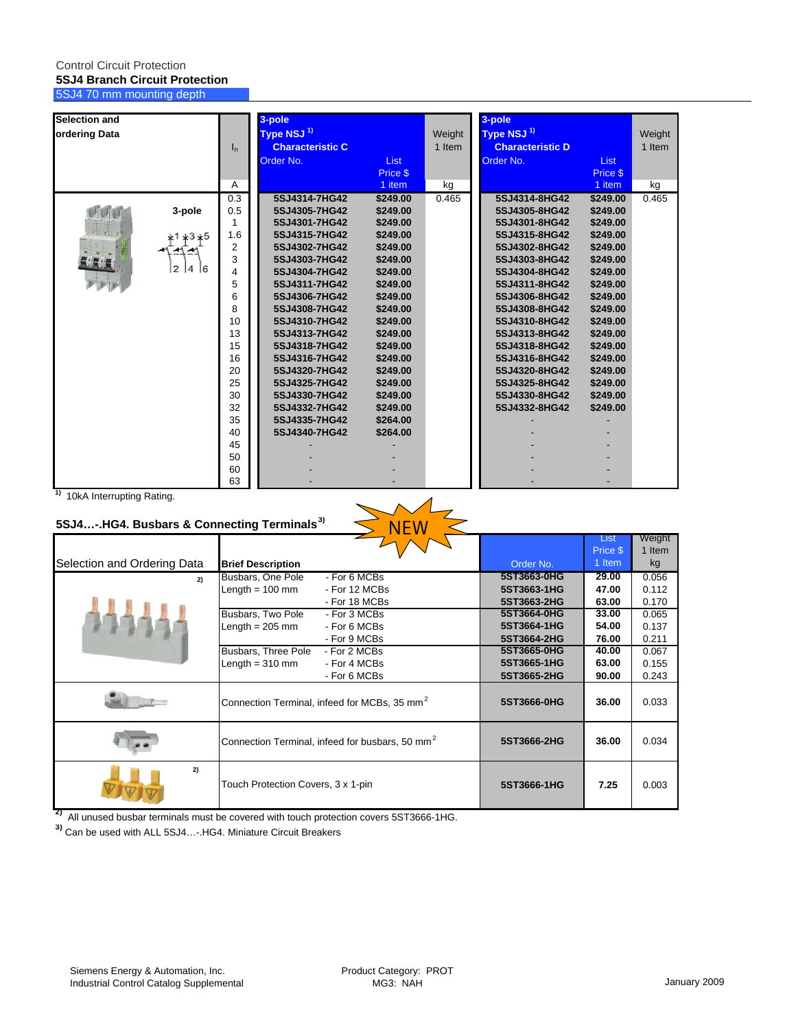Control Circuit Protection

**5SJ4 Branch Circuit Protection**

5SJ4 70 mm mounting depth

| Selection and ordering Data | $I_n$ | 3-pole Type NSJ [1] Characteristic C Order No. | List Price $ 1 item | Weight 1 Item | 3-pole Type NSJ [1] Characteristic D Order No. | List Price $ 1 item | Weight 1 Item |
|---|---|---|---|---|---|---|---|
| | A | | | kg | | | kg |
| 3-pole | 0.3 | 5SJ4314-7HG42 | $249.00 | 0.465 | 5SJ4314-8HG42 | $249.00 | 0.465 |
| | 0.5 | 5SJ4305-7HG42 | $249.00 | | 5SJ4305-8HG42 | $249.00 | |
| | 1 | 5SJ4301-7HG42 | $249.00 | | 5SJ4301-8HG42 | $249.00 | |
| | 1.6 | 5SJ4315-7HG42 | $249.00 | | 5SJ4315-8HG42 | $249.00 | |
| | 2 | 5SJ4302-7HG42 | $249.00 | | 5SJ4302-8HG42 | $249.00 | |
| | 3 | 5SJ4303-7HG42 | $249.00 | | 5SJ4303-8HG42 | $249.00 | |
| | 4 | 5SJ4304-7HG42 | $249.00 | | 5SJ4304-8HG42 | $249.00 | |
| | 5 | 5SJ4311-7HG42 | $249.00 | | 5SJ4311-8HG42 | $249.00 | |
| | 6 | 5SJ4306-7HG42 | $249.00 | | 5SJ4306-8HG42 | $249.00 | |
| | 8 | 5SJ4308-7HG42 | $249.00 | | 5SJ4308-8HG42 | $249.00 | |
| | 10 | 5SJ4310-7HG42 | $249.00 | | 5SJ4310-8HG42 | $249.00 | |
| | 13 | 5SJ4313-7HG42 | $249.00 | | 5SJ4313-8HG42 | $249.00 | |
| | 15 | 5SJ4318-7HG42 | $249.00 | | 5SJ4318-8HG42 | $249.00 | |
| | 16 | 5SJ4316-7HG42 | $249.00 | | 5SJ4316-8HG42 | $249.00 | |
| | 20 | 5SJ4320-7HG42 | $249.00 | | 5SJ4320-8HG42 | $249.00 | |
| | 25 | 5SJ4325-7HG42 | $249.00 | | 5SJ4325-8HG42 | $249.00 | |
| | 30 | 5SJ4330-7HG42 | $249.00 | | 5SJ4330-8HG42 | $249.00 | |
| | 32 | 5SJ4332-7HG42 | $249.00 | | 5SJ4332-8HG42 | $249.00 | |
| | 35 | 5SJ4335-7HG42 | $264.00 | | - | - | |
| | 40 | 5SJ4340-7HG42 | $264.00 | | - | - | |
| | 45 | - | - | | - | - | |
| | 50 | - | - | | - | - | |
| | 60 | - | - | | - | - | |
| | 63 | - | - | | - | - | |

[1] 10kA Interrupting Rating.

## 5SJ4…-.HG4. Busbars & Connecting Terminals[3]

NEW

| Selection and Ordering Data | Brief Description | | Order No. | List Price $ 1 Item | Weight 1 Item kg |
|---|---|---|---|---|---|
| [2] | Busbars, One Pole | - For 6 MCBs | 5ST3663-0HG | 29.00 | 0.056 |
| | Length = 100 mm | - For 12 MCBs | 5ST3663-1HG | 47.00 | 0.112 |
| | | - For 18 MCBs | 5ST3663-2HG | 63.00 | 0.170 |
| | Busbars, Two Pole | - For 3 MCBs | 5ST3664-0HG | 33.00 | 0.065 |
| | Length = 205 mm | - For 6 MCBs | 5ST3664-1HG | 54.00 | 0.137 |
| | | - For 9 MCBs | 5ST3664-2HG | 76.00 | 0.211 |
| | Busbars, Three Pole | - For 2 MCBs | 5ST3665-0HG | 40.00 | 0.067 |
| | Length = 310 mm | - For 4 MCBs | 5ST3665-1HG | 63.00 | 0.155 |
| | | - For 6 MCBs | 5ST3665-2HG | 90.00 | 0.243 |
| | Connection Terminal, infeed for MCBs, 35 $mm^2$ | | 5ST3666-0HG | 36.00 | 0.033 |
| | Connection Terminal, infeed for busbars, 50 $mm^2$ | | 5ST3666-2HG | 36.00 | 0.034 |
| [2] | Touch Protection Covers, 3 x 1-pin | | 5ST3666-1HG | 7.25 | 0.003 |

[2] All unused busbar terminals must be covered with touch protection covers 5ST3666-1HG.

[3] Can be used with ALL 5SJ4…-.HG4. Miniature Circuit Breakers

Siemens Energy & Automation, Inc.
Industrial Control Catalog Supplemental

Product Category: PROT
MG3: NAH

January 2009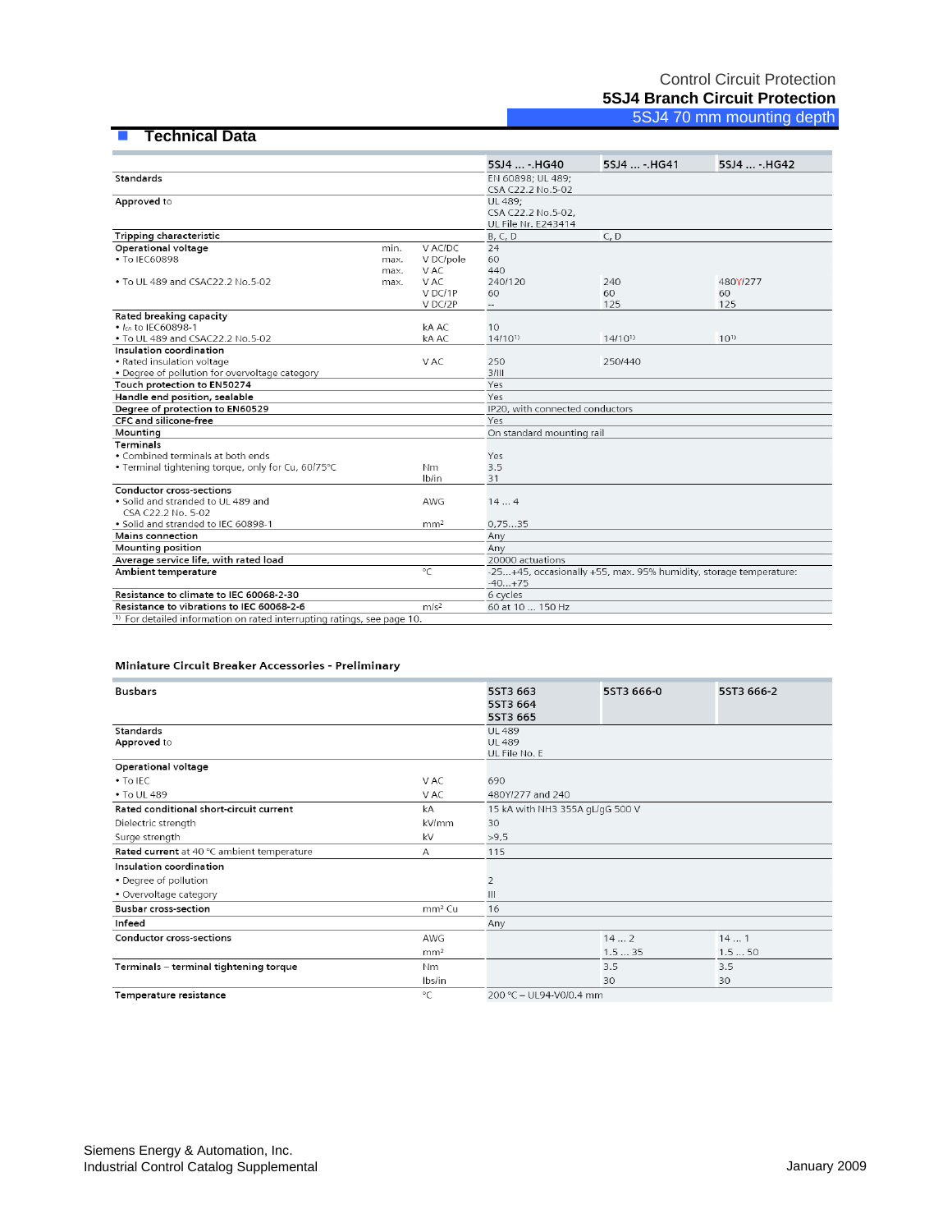Control Circuit Protection
**5SJ4 Branch Circuit Protection**
5SJ4 70 mm mounting depth

## Technical Data

| | | | 5SJ4 ... -.HG40 | 5SJ4 ... -.HG41 | 5SJ4 ... -.HG42 |
|---|---|---|---|---|---|
| Standards | | | EN 60898; UL 489; CSA C22.2 No.5-02 | | |
| Approved to | | | UL 489; CSA C22.2 No.5-02, UL File Nr. E243414 | | |
| **Tripping characteristic** | | | B, C, D | C, D | |
| **Operational voltage** | min. | V AC/DC | 24 | | |
| • To IEC60898 | max. | V DC/pole | 60 | | |
| | max. | V AC | 440 | | |
| • To UL 489 and CSAC22.2 No.5-02 | max. | V AC | 240/120 | 240 | 480Y/277 |
| | | V DC/1P | 60 | 60 | 60 |
| | | V DC/2P | -- | 125 | 125 |
| **Rated breaking capacity** | | | | | |
| • $I_{cn}$ to IEC60898-1 | | kA AC | 10 | | |
| • To UL 489 and CSAC22.2 No.5-02 | | kA AC | 14/10[1] | 14/10[1] | 10[1] |
| **Insulation coordination** | | | | | |
| • Rated insulation voltage | | V AC | 250 | 250/440 | |
| • Degree of pollution for overvoltage category | | | 3/III | | |
| **Touch protection to EN50274** | | | Yes | | |
| **Handle end position, sealable** | | | Yes | | |
| **Degree of protection to EN60529** | | | IP20, with connected conductors | | |
| **CFC and silicone-free** | | | Yes | | |
| **Mounting** | | | On standard mounting rail | | |
| **Terminals** | | | | | |
| • Combined terminals at both ends | | | Yes | | |
| • Terminal tightening torque, only for Cu, 60/75°C | | Nm | 3.5 | | |
| | | lb/in | 31 | | |
| **Conductor cross-sections** | | | | | |
| • Solid and stranded to UL 489 and CSA C22.2 No. 5-02 | | AWG | 14 ... 4 | | |
| • Solid and stranded to IEC 60898-1 | | mm² | 0,75...35 | | |
| **Mains connection** | | | Any | | |
| **Mounting position** | | | Any | | |
| **Average service life, with rated load** | | | 20000 actuations | | |
| **Ambient temperature** | | °C | -25...+45, occasionally +55, max. 95% humidity, storage temperature: -40...+75 | | |
| **Resistance to climate to IEC 60068-2-30** | | | 6 cycles | | |
| **Resistance to vibrations to IEC 60068-2-6** | | m/s² | 60 at 10 ... 150 Hz | | |

[1] For detailed information on rated interrupting ratings, see page 10.

### Miniature Circuit Breaker Accessories - Preliminary

| Busbars | | 5ST3 663<br>5ST3 664<br>5ST3 665 | 5ST3 666-0 | 5ST3 666-2 |
|---|---|---|---|---|
| Standards | | UL 489 | | |
| Approved to | | UL 489<br>UL File No. E | | |
| **Operational voltage** | | | | |
| • To IEC | V AC | 690 | | |
| • To UL 489 | V AC | 480Y/277 and 240 | | |
| **Rated conditional short-circuit current** | kA | 15 kA with NH3 355A gL/gG 500 V | | |
| Dielectric strength | kV/mm | 30 | | |
| Surge strength | kV | >9.5 | | |
| **Rated current** at 40 °C ambient temperature | A | 115 | | |
| **Insulation coordination** | | | | |
| • Degree of pollution | | 2 | | |
| • Overvoltage category | | III | | |
| **Busbar cross-section** | mm² Cu | 16 | | |
| **Infeed** | | Any | | |
| **Conductor cross-sections** | AWG | | 14 ... 2 | 14 ... 1 |
| | mm² | | 1.5 ... 35 | 1.5 ... 50 |
| **Terminals** – **terminal tightening torque** | Nm | | 3.5 | 3.5 |
| | lbs/in | | 30 | 30 |
| **Temperature resistance** | °C | 200 °C – UL94-V0/0.4 mm | | |

Siemens Energy & Automation, Inc.
Industrial Control Catalog Supplemental
January 2009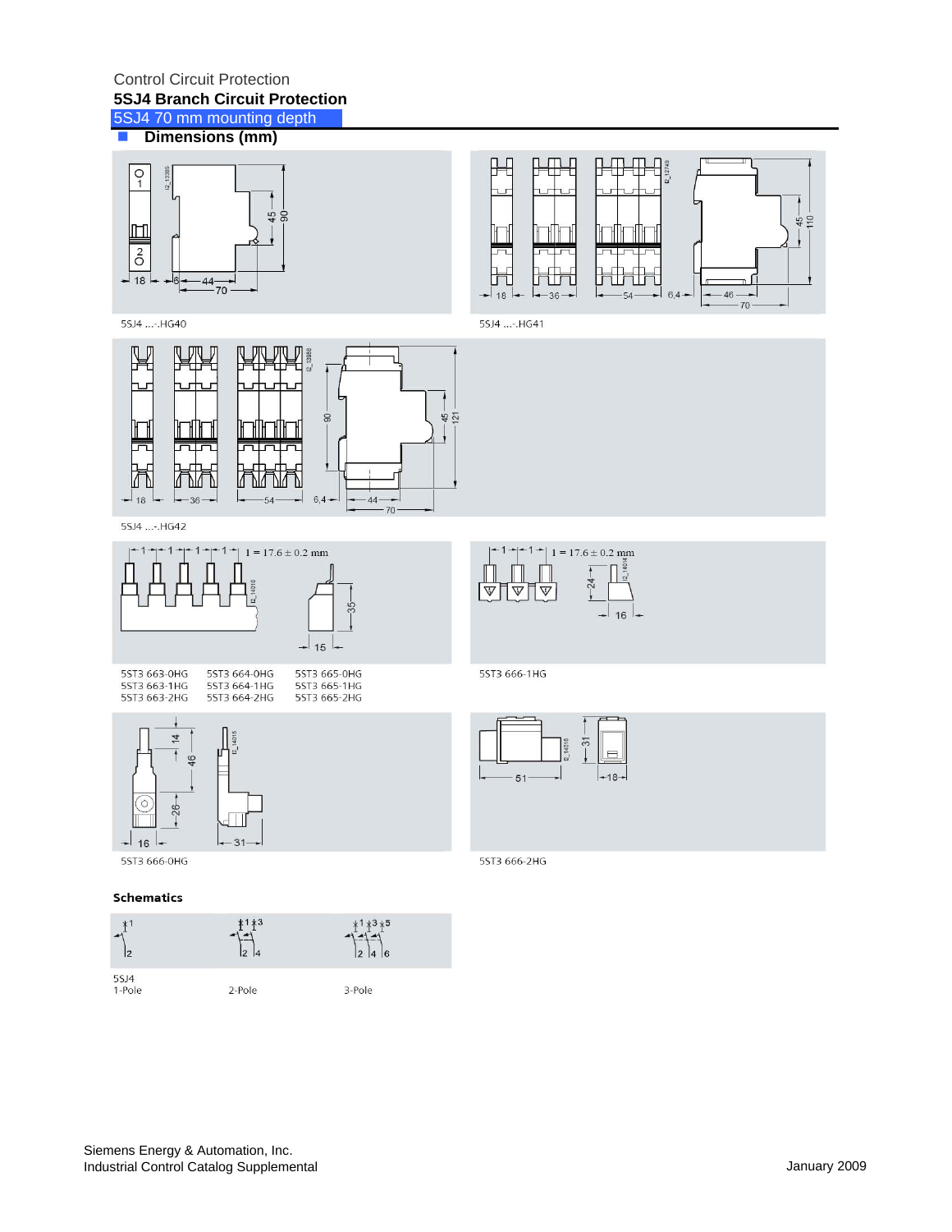Control Circuit Protection

# 5SJ4 Branch Circuit Protection

## 5SJ4 70 mm mounting depth

### Dimensions (mm)

5SJ4 ...-.HG40

5SJ4 ...-.HG41

5SJ4 ...-.HG42

l = 17.6 ± 0.2 mm

5ST3 663-0HG
5ST3 663-1HG
5ST3 663-2HG

5ST3 664-0HG
5ST3 664-1HG
5ST3 664-2HG

5ST3 665-0HG
5ST3 665-1HG
5ST3 665-2HG

l = 17.6 ± 0.2 mm

5ST3 666-1HG

5ST3 666-0HG

5ST3 666-2HG

### Schematics

5SJ4
1-Pole

2-Pole

3-Pole